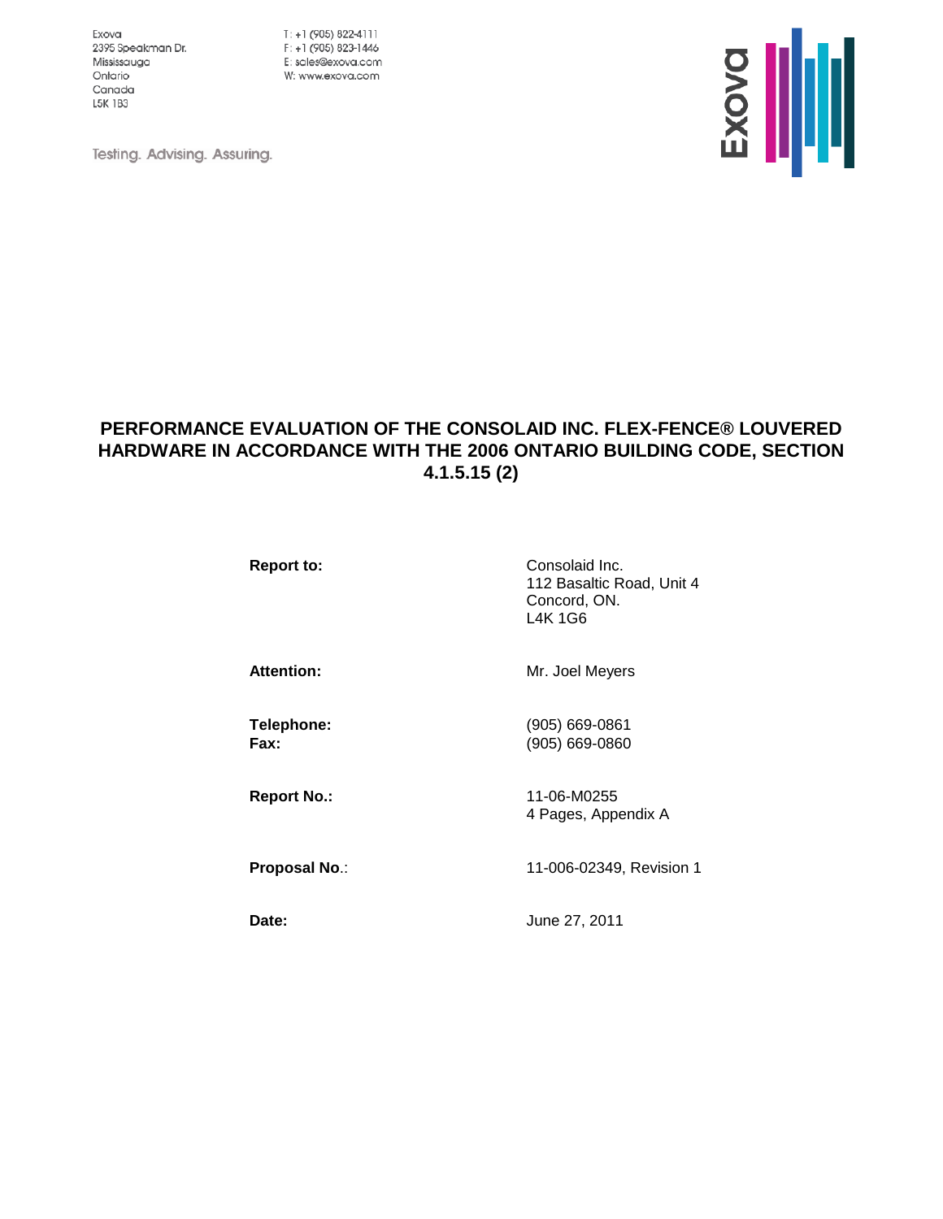Exova
2395 Speakman Dr.
Mississauga
Ontario
Canada
L5K 1B3

T: +1 (905) 822-4111
F: +1 (905) 823-1446
E: sales@exova.com
W: www.exova.com

Testing. Advising. Assuring.

# PERFORMANCE EVALUATION OF THE CONSOLAID INC. FLEX-FENCE® LOUVERED HARDWARE IN ACCORDANCE WITH THE 2006 ONTARIO BUILDING CODE, SECTION 4.1.5.15 (2)

| | |
|---|---|
| **Report to:** | Consolaid Inc.<br>112 Basaltic Road, Unit 4<br>Concord, ON.<br>L4K 1G6 |
| **Attention:** | Mr. Joel Meyers |
| **Telephone:**<br>**Fax:** | (905) 669-0861<br>(905) 669-0860 |
| **Report No.:** | 11-06-M0255<br>4 Pages, Appendix A |
| **Proposal No.:** | 11-006-02349, Revision 1 |
| **Date:** | June 27, 2011 |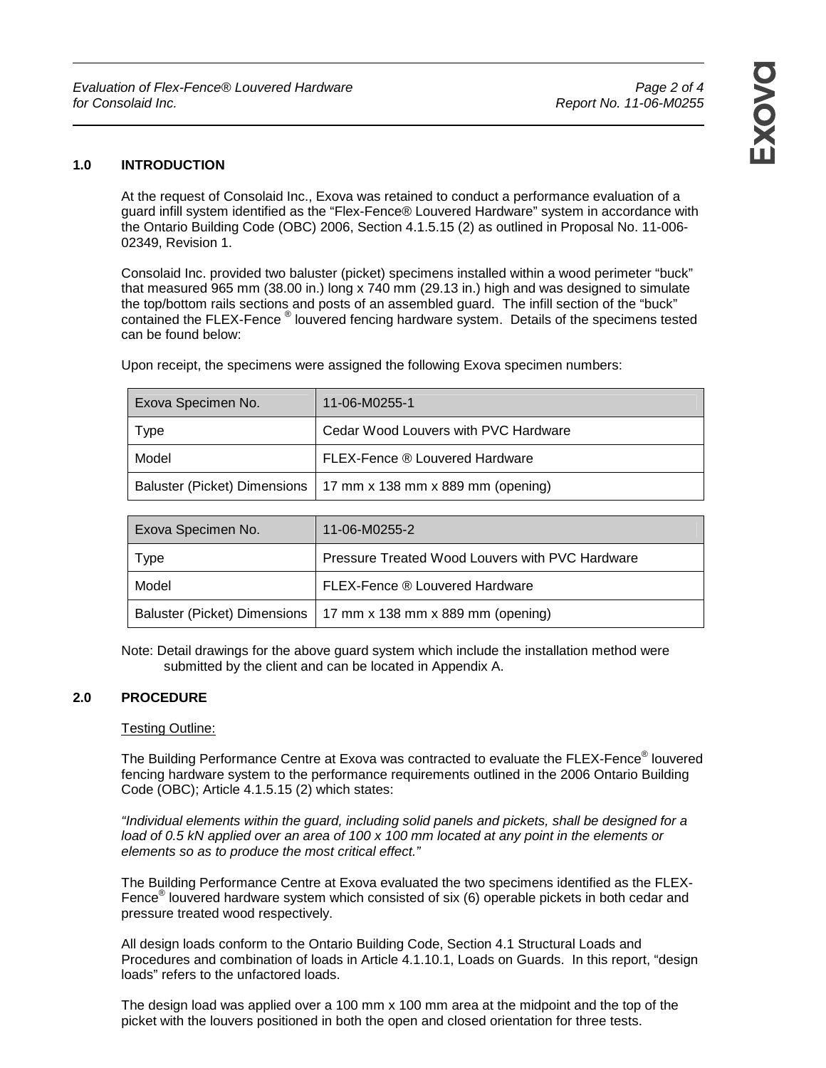## 1.0 INTRODUCTION

At the request of Consolaid Inc., Exova was retained to conduct a performance evaluation of a guard infill system identified as the “Flex-Fence® Louvered Hardware” system in accordance with the Ontario Building Code (OBC) 2006, Section 4.1.5.15 (2) as outlined in Proposal No. 11-006-02349, Revision 1.

Consolaid Inc. provided two baluster (picket) specimens installed within a wood perimeter “buck” that measured 965 mm (38.00 in.) long x 740 mm (29.13 in.) high and was designed to simulate the top/bottom rails sections and posts of an assembled guard. The infill section of the “buck” contained the FLEX-Fence ® louvered fencing hardware system. Details of the specimens tested can be found below:

Upon receipt, the specimens were assigned the following Exova specimen numbers:

| Exova Specimen No. | 11-06-M0255-1 |
|---|---|
| Type | Cedar Wood Louvers with PVC Hardware |
| Model | FLEX-Fence ® Louvered Hardware |
| Baluster (Picket) Dimensions | 17 mm x 138 mm x 889 mm (opening) |

| Exova Specimen No. | 11-06-M0255-2 |
|---|---|
| Type | Pressure Treated Wood Louvers with PVC Hardware |
| Model | FLEX-Fence ® Louvered Hardware |
| Baluster (Picket) Dimensions | 17 mm x 138 mm x 889 mm (opening) |

Note: Detail drawings for the above guard system which include the installation method were submitted by the client and can be located in Appendix A.

## 2.0 PROCEDURE

Testing Outline:

The Building Performance Centre at Exova was contracted to evaluate the FLEX-Fence® louvered fencing hardware system to the performance requirements outlined in the 2006 Ontario Building Code (OBC); Article 4.1.5.15 (2) which states:

*“Individual elements within the guard, including solid panels and pickets, shall be designed for a load of 0.5 kN applied over an area of 100 x 100 mm located at any point in the elements or elements so as to produce the most critical effect.”*

The Building Performance Centre at Exova evaluated the two specimens identified as the FLEX-Fence® louvered hardware system which consisted of six (6) operable pickets in both cedar and pressure treated wood respectively.

All design loads conform to the Ontario Building Code, Section 4.1 Structural Loads and Procedures and combination of loads in Article 4.1.10.1, Loads on Guards. In this report, “design loads” refers to the unfactored loads.

The design load was applied over a 100 mm x 100 mm area at the midpoint and the top of the picket with the louvers positioned in both the open and closed orientation for three tests.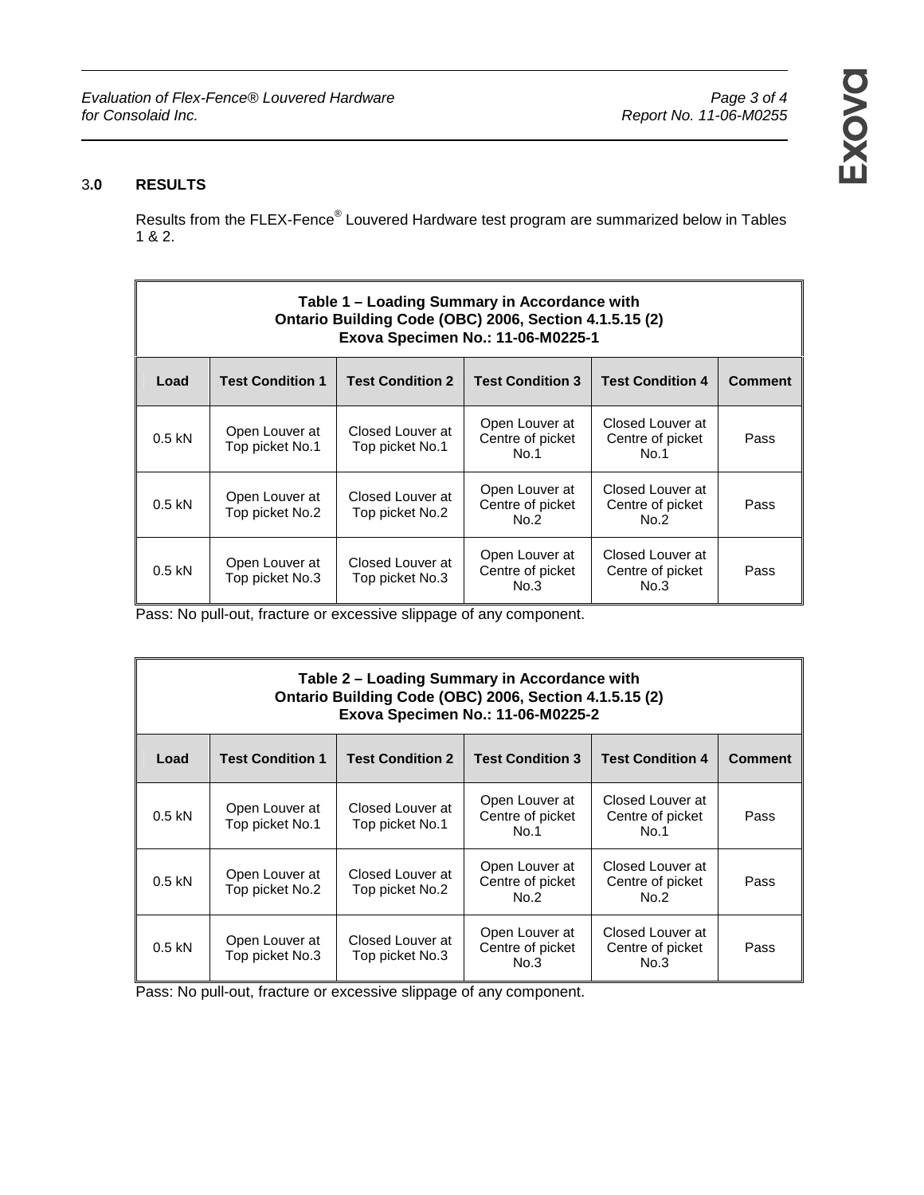## 3.0 RESULTS

Results from the FLEX-Fence® Louvered Hardware test program are summarized below in Tables 1 & 2.

**Table 1 – Loading Summary in Accordance with Ontario Building Code (OBC) 2006, Section 4.1.5.15 (2) Exova Specimen No.: 11-06-M0225-1**

| Load | Test Condition 1 | Test Condition 2 | Test Condition 3 | Test Condition 4 | Comment |
|---|---|---|---|---|---|
| 0.5 kN | Open Louver at Top picket No.1 | Closed Louver at Top picket No.1 | Open Louver at Centre of picket No.1 | Closed Louver at Centre of picket No.1 | Pass |
| 0.5 kN | Open Louver at Top picket No.2 | Closed Louver at Top picket No.2 | Open Louver at Centre of picket No.2 | Closed Louver at Centre of picket No.2 | Pass |
| 0.5 kN | Open Louver at Top picket No.3 | Closed Louver at Top picket No.3 | Open Louver at Centre of picket No.3 | Closed Louver at Centre of picket No.3 | Pass |

Pass: No pull-out, fracture or excessive slippage of any component.

**Table 2 – Loading Summary in Accordance with Ontario Building Code (OBC) 2006, Section 4.1.5.15 (2) Exova Specimen No.: 11-06-M0225-2**

| Load | Test Condition 1 | Test Condition 2 | Test Condition 3 | Test Condition 4 | Comment |
|---|---|---|---|---|---|
| 0.5 kN | Open Louver at Top picket No.1 | Closed Louver at Top picket No.1 | Open Louver at Centre of picket No.1 | Closed Louver at Centre of picket No.1 | Pass |
| 0.5 kN | Open Louver at Top picket No.2 | Closed Louver at Top picket No.2 | Open Louver at Centre of picket No.2 | Closed Louver at Centre of picket No.2 | Pass |
| 0.5 kN | Open Louver at Top picket No.3 | Closed Louver at Top picket No.3 | Open Louver at Centre of picket No.3 | Closed Louver at Centre of picket No.3 | Pass |

Pass: No pull-out, fracture or excessive slippage of any component.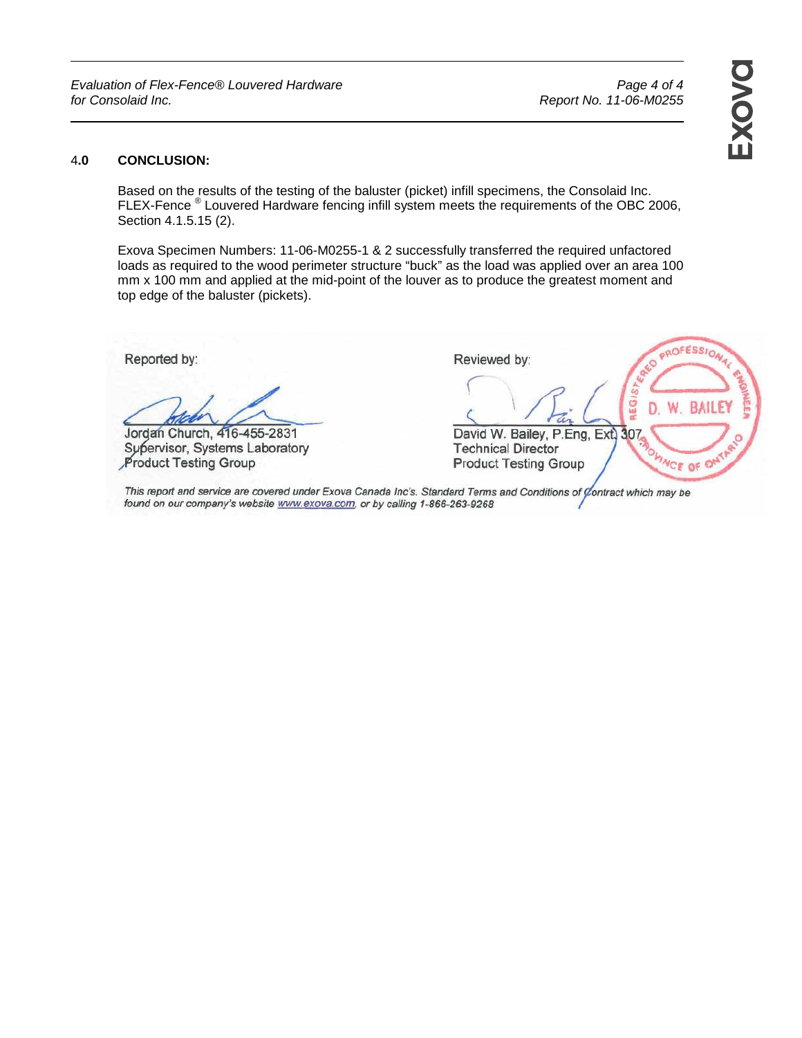## 4.0 CONCLUSION:

Based on the results of the testing of the baluster (picket) infill specimens, the Consolaid Inc. FLEX-Fence ® Louvered Hardware fencing infill system meets the requirements of the OBC 2006, Section 4.1.5.15 (2).

Exova Specimen Numbers: 11-06-M0255-1 & 2 successfully transferred the required unfactored loads as required to the wood perimeter structure "buck" as the load was applied over an area 100 mm x 100 mm and applied at the mid-point of the louver as to produce the greatest moment and top edge of the baluster (pickets).

Reported by:

Jordan Church, 416-455-2831
Supervisor, Systems Laboratory
Product Testing Group

Reviewed by:

David W. Bailey, P.Eng, Ext. 307
Technical Director
Product Testing Group

REGISTERED PROFESSIONAL ENGINEER
D. W. BAILEY
PROVINCE OF ONTARIO

*This report and service are covered under Exova Canada Inc's. Standard Terms and Conditions of Contract which may be found on our company's website www.exova.com, or by calling 1-866-263-9268*